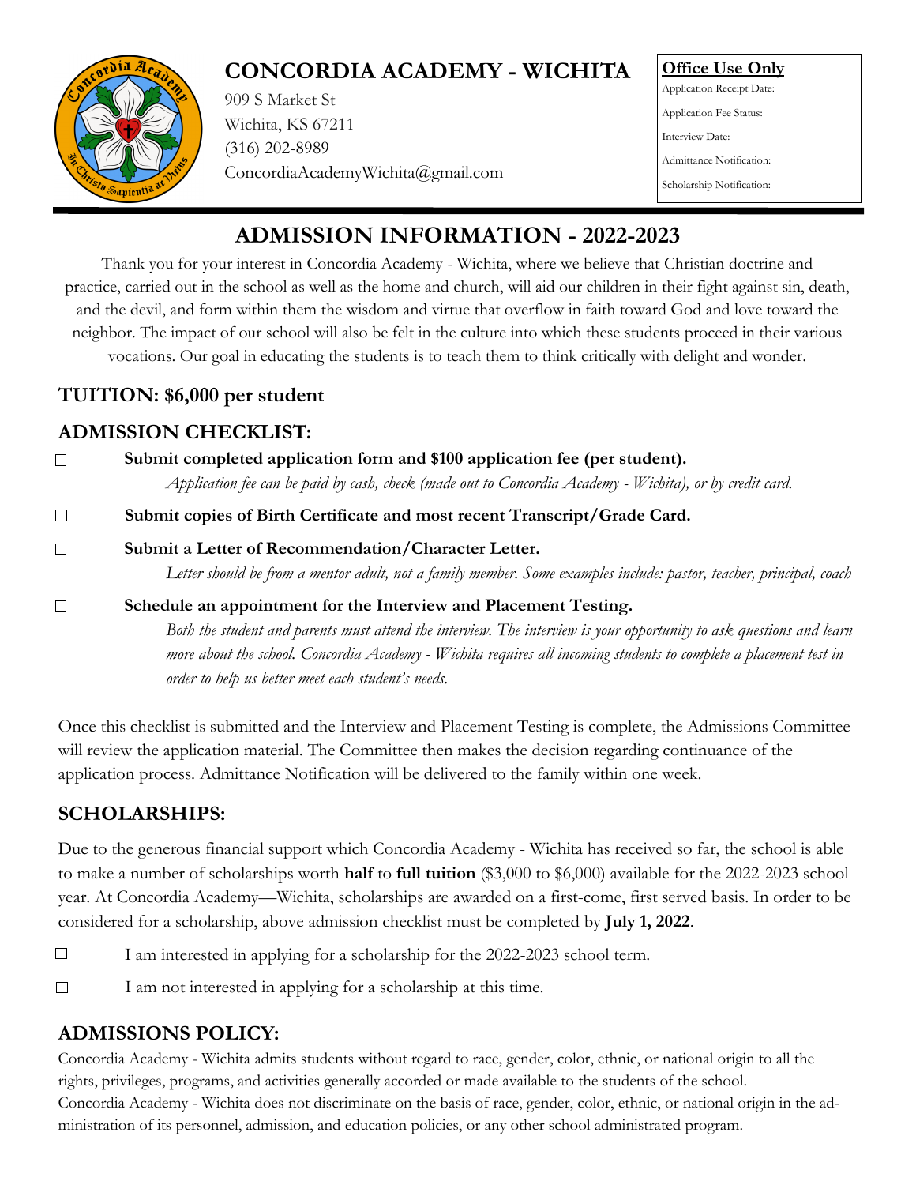# CONCORDIA ACADEMY - WICHITA

909 S Market St
Wichita, KS 67211
(316) 202-8989
ConcordiaAcademyWichita@gmail.com

**Office Use Only**

Application Receipt Date:

Application Fee Status:

Interview Date:

Admittance Notification:

Scholarship Notification:

## ADMISSION INFORMATION - 2022-2023

Thank you for your interest in Concordia Academy - Wichita, where we believe that Christian doctrine and practice, carried out in the school as well as the home and church, will aid our children in their fight against sin, death, and the devil, and form within them the wisdom and virtue that overflow in faith toward God and love toward the neighbor. The impact of our school will also be felt in the culture into which these students proceed in their various vocations. Our goal in educating the students is to teach them to think critically with delight and wonder.

### TUITION: $6,000 per student

### ADMISSION CHECKLIST:

- ☐ **Submit completed application form and $100 application fee (per student).**
  *Application fee can be paid by cash, check (made out to Concordia Academy - Wichita), or by credit card.*
- ☐ **Submit copies of Birth Certificate and most recent Transcript/Grade Card.**
- ☐ **Submit a Letter of Recommendation/Character Letter.**
  *Letter should be from a mentor adult, not a family member. Some examples include: pastor, teacher, principal, coach*
- ☐ **Schedule an appointment for the Interview and Placement Testing.**
  *Both the student and parents must attend the interview. The interview is your opportunity to ask questions and learn more about the school. Concordia Academy - Wichita requires all incoming students to complete a placement test in order to help us better meet each student's needs.*

Once this checklist is submitted and the Interview and Placement Testing is complete, the Admissions Committee will review the application material. The Committee then makes the decision regarding continuance of the application process. Admittance Notification will be delivered to the family within one week.

### SCHOLARSHIPS:

Due to the generous financial support which Concordia Academy - Wichita has received so far, the school is able to make a number of scholarships worth **half** to **full tuition** ($3,000 to $6,000) available for the 2022-2023 school year. At Concordia Academy—Wichita, scholarships are awarded on a first-come, first served basis. In order to be considered for a scholarship, above admission checklist must be completed by **July 1, 2022**.

- ☐ I am interested in applying for a scholarship for the 2022-2023 school term.
- ☐ I am not interested in applying for a scholarship at this time.

### ADMISSIONS POLICY:

Concordia Academy - Wichita admits students without regard to race, gender, color, ethnic, or national origin to all the rights, privileges, programs, and activities generally accorded or made available to the students of the school. Concordia Academy - Wichita does not discriminate on the basis of race, gender, color, ethnic, or national origin in the administration of its personnel, admission, and education policies, or any other school administrated program.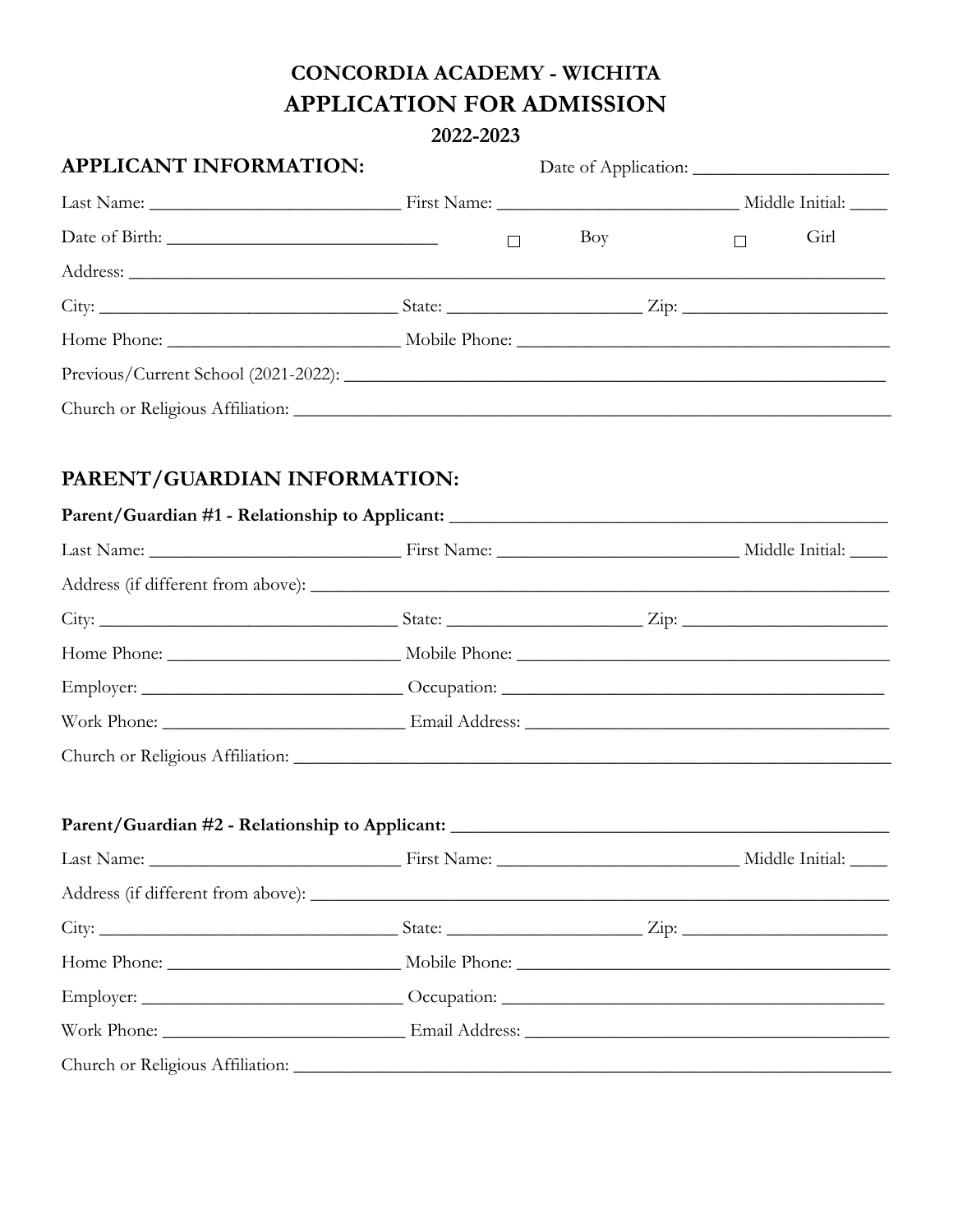# CONCORDIA ACADEMY - WICHITA

## APPLICATION FOR ADMISSION

### 2022-2023

## APPLICANT INFORMATION:

Date of Application: ____________________

Last Name: __________________________ First Name: __________________________ Middle Initial: ____

Date of Birth: ____________________________ ☐ Boy ☐ Girl

Address: ______________________________________________________________________________

City: ______________________________ State: ____________________ Zip: ____________________

Home Phone: ________________________ Mobile Phone: ______________________________________

Previous/Current School (2021-2022): ________________________________________________________

Church or Religious Affiliation: ____________________________________________________________

## PARENT/GUARDIAN INFORMATION:

**Parent/Guardian #1 - Relationship to Applicant:** ______________________________________________

Last Name: __________________________ First Name: __________________________ Middle Initial: ____

Address (if different from above): __________________________________________________________

City: ______________________________ State: ____________________ Zip: ____________________

Home Phone: ________________________ Mobile Phone: ______________________________________

Employer: ___________________________ Occupation: _______________________________________

Work Phone: _________________________ Email Address: ____________________________________

Church or Religious Affiliation: ____________________________________________________________

**Parent/Guardian #2 - Relationship to Applicant:** ______________________________________________

Last Name: __________________________ First Name: __________________________ Middle Initial: ____

Address (if different from above): __________________________________________________________

City: ______________________________ State: ____________________ Zip: ____________________

Home Phone: ________________________ Mobile Phone: ______________________________________

Employer: ___________________________ Occupation: _______________________________________

Work Phone: _________________________ Email Address: ____________________________________

Church or Religious Affiliation: ____________________________________________________________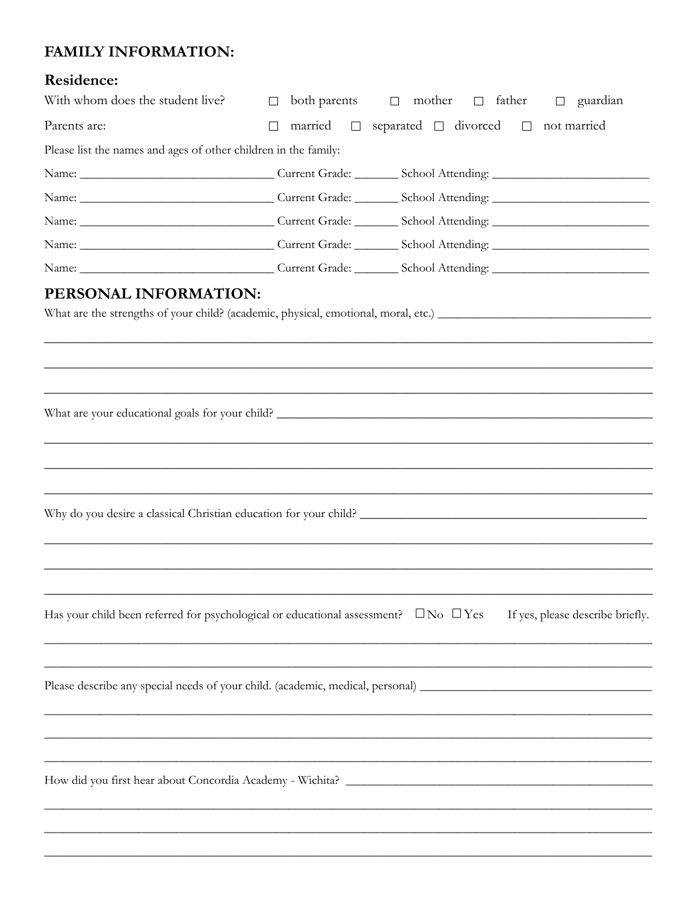## FAMILY INFORMATION:

### Residence:

With whom does the student live? ☐ both parents ☐ mother ☐ father ☐ guardian

Parents are: ☐ married ☐ separated ☐ divorced ☐ not married

Please list the names and ages of other children in the family:

Name: ______________________________ Current Grade: _______ School Attending: ________________________

Name: ______________________________ Current Grade: _______ School Attending: ________________________

Name: ______________________________ Current Grade: _______ School Attending: ________________________

Name: ______________________________ Current Grade: _______ School Attending: ________________________

Name: ______________________________ Current Grade: _______ School Attending: ________________________

## PERSONAL INFORMATION:

What are the strengths of your child? (academic, physical, emotional, moral, etc.) ________________________________

______________________________________________________________________________________________

______________________________________________________________________________________________

______________________________________________________________________________________________

What are your educational goals for your child? ___________________________________________________________

______________________________________________________________________________________________

______________________________________________________________________________________________

______________________________________________________________________________________________

Why do you desire a classical Christian education for your child? ____________________________________________

______________________________________________________________________________________________

______________________________________________________________________________________________

______________________________________________________________________________________________

Has your child been referred for psychological or educational assessment? ☐ No ☐ Yes If yes, please describe briefly.

______________________________________________________________________________________________

______________________________________________________________________________________________

Please describe any special needs of your child. (academic, medical, personal) ___________________________________

______________________________________________________________________________________________

______________________________________________________________________________________________

______________________________________________________________________________________________

How did you first hear about Concordia Academy - Wichita? _______________________________________________

______________________________________________________________________________________________

______________________________________________________________________________________________

______________________________________________________________________________________________